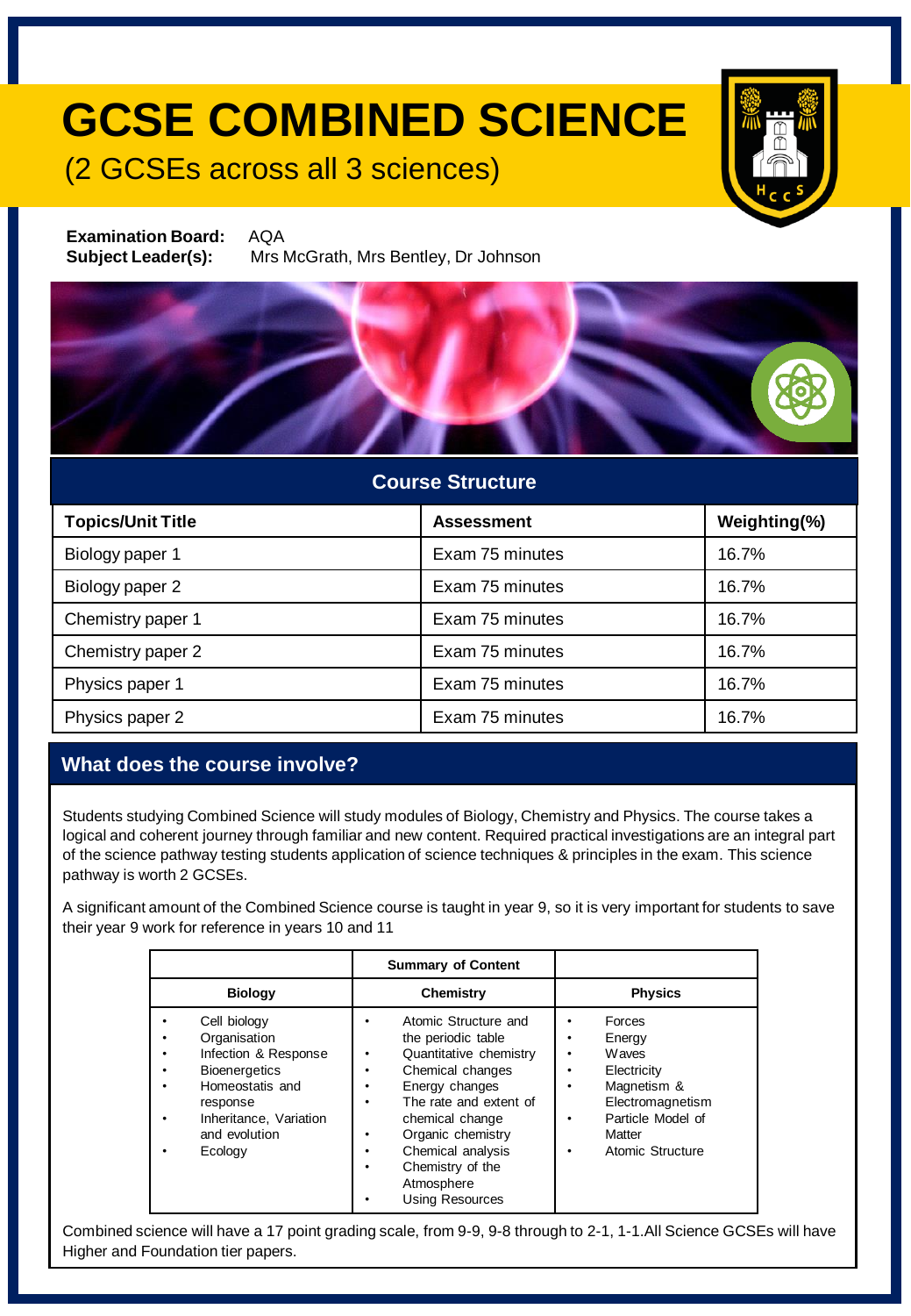# GCSE COMBINED SCIENCE

(2 GCSEs across all 3 sciences)

**Examination Board:** AQA
**Subject Leader(s):** Mrs McGrath, Mrs Bentley, Dr Johnson

## Course Structure

| Topics/Unit Title | Assessment | Weighting(%) |
|---|---|---|
| Biology paper 1 | Exam 75 minutes | 16.7% |
| Biology paper 2 | Exam 75 minutes | 16.7% |
| Chemistry paper 1 | Exam 75 minutes | 16.7% |
| Chemistry paper 2 | Exam 75 minutes | 16.7% |
| Physics paper 1 | Exam 75 minutes | 16.7% |
| Physics paper 2 | Exam 75 minutes | 16.7% |

## What does the course involve?

Students studying Combined Science will study modules of Biology, Chemistry and Physics. The course takes a logical and coherent journey through familiar and new content. Required practical investigations are an integral part of the science pathway testing students application of science techniques & principles in the exam. This science pathway is worth 2 GCSEs.

A significant amount of the Combined Science course is taught in year 9, so it is very important for students to save their year 9 work for reference in years 10 and 11

| | Summary of Content | |
|---|---|---|
| **Biology** | **Chemistry** | **Physics** |
| • Cell biology<br>• Organisation<br>• Infection & Response<br>• Bioenergetics<br>• Homeostatis and response<br>• Inheritance, Variation and evolution<br>• Ecology | • Atomic Structure and the periodic table<br>• Quantitative chemistry<br>• Chemical changes<br>• Energy changes<br>• The rate and extent of chemical change<br>• Organic chemistry<br>• Chemical analysis<br>• Chemistry of the Atmosphere<br>• Using Resources | • Forces<br>• Energy<br>• Waves<br>• Electricity<br>• Magnetism & Electromagnetism<br>• Particle Model of Matter<br>• Atomic Structure |

Combined science will have a 17 point grading scale, from 9-9, 9-8 through to 2-1, 1-1.All Science GCSEs will have Higher and Foundation tier papers.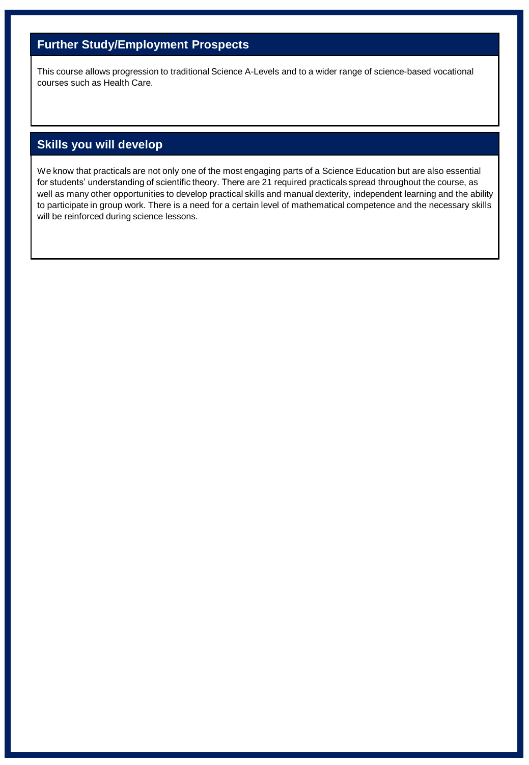## Further Study/Employment Prospects

This course allows progression to traditional Science A-Levels and to a wider range of science-based vocational courses such as Health Care.

## Skills you will develop

We know that practicals are not only one of the most engaging parts of a Science Education but are also essential for students' understanding of scientific theory. There are 21 required practicals spread throughout the course, as well as many other opportunities to develop practical skills and manual dexterity, independent learning and the ability to participate in group work. There is a need for a certain level of mathematical competence and the necessary skills will be reinforced during science lessons.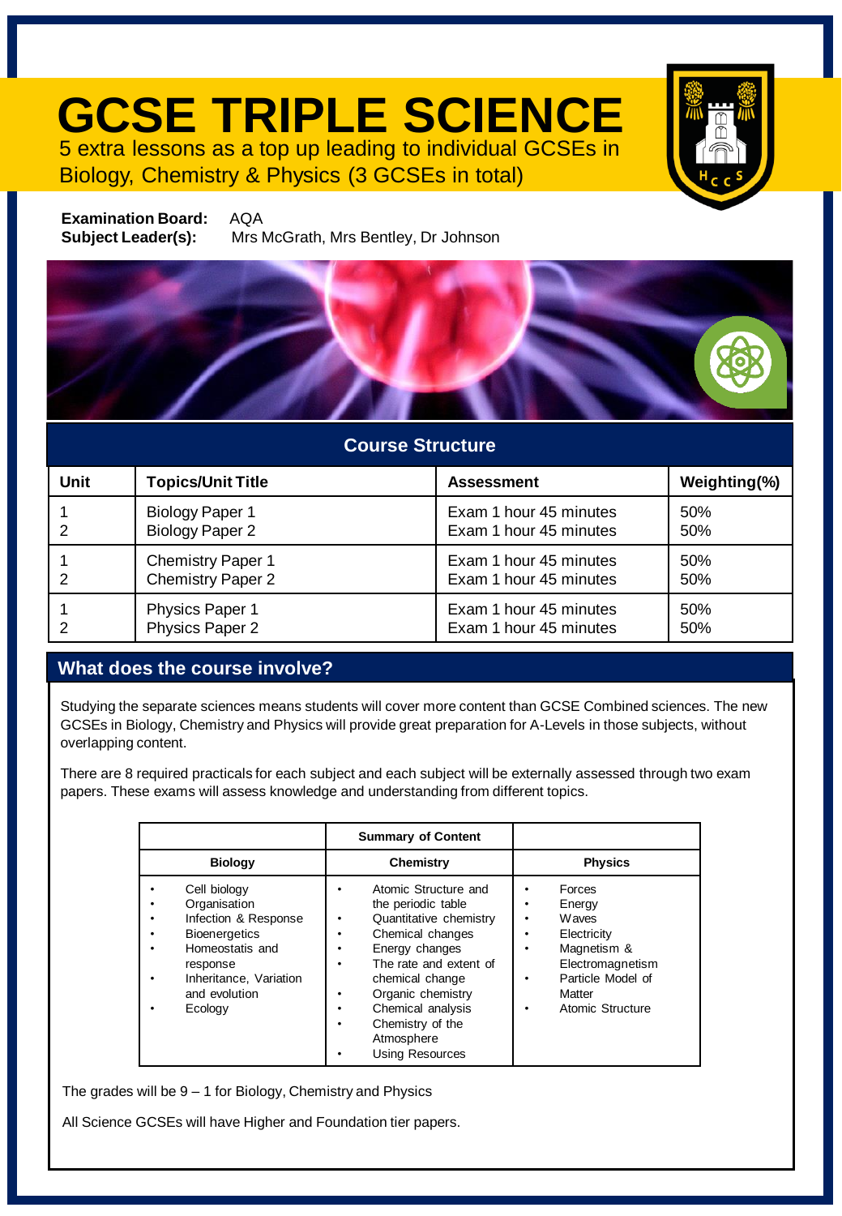# GCSE TRIPLE SCIENCE

5 extra lessons as a top up leading to individual GCSEs in Biology, Chemistry & Physics (3 GCSEs in total)

**Examination Board:** AQA
**Subject Leader(s):** Mrs McGrath, Mrs Bentley, Dr Johnson

## Course Structure

| Unit | Topics/Unit Title | Assessment | Weighting(%) |
|---|---|---|---|
| 1<br>2 | Biology Paper 1<br>Biology Paper 2 | Exam 1 hour 45 minutes<br>Exam 1 hour 45 minutes | 50%<br>50% |
| 1<br>2 | Chemistry Paper 1<br>Chemistry Paper 2 | Exam 1 hour 45 minutes<br>Exam 1 hour 45 minutes | 50%<br>50% |
| 1<br>2 | Physics Paper 1<br>Physics Paper 2 | Exam 1 hour 45 minutes<br>Exam 1 hour 45 minutes | 50%<br>50% |

## What does the course involve?

Studying the separate sciences means students will cover more content than GCSE Combined sciences. The new GCSEs in Biology, Chemistry and Physics will provide great preparation for A-Levels in those subjects, without overlapping content.

There are 8 required practicals for each subject and each subject will be externally assessed through two exam papers. These exams will assess knowledge and understanding from different topics.

| | Summary of Content | |
|---|---|---|
| **Biology** | **Chemistry** | **Physics** |
| • Cell biology<br>• Organisation<br>• Infection & Response<br>• Bioenergetics<br>• Homeostatis and response<br>• Inheritance, Variation and evolution<br>• Ecology | • Atomic Structure and the periodic table<br>• Quantitative chemistry<br>• Chemical changes<br>• Energy changes<br>• The rate and extent of chemical change<br>• Organic chemistry<br>• Chemical analysis<br>• Chemistry of the Atmosphere<br>• Using Resources | • Forces<br>• Energy<br>• Waves<br>• Electricity<br>• Magnetism & Electromagnetism<br>• Particle Model of Matter<br>• Atomic Structure |

The grades will be 9 – 1 for Biology, Chemistry and Physics

All Science GCSEs will have Higher and Foundation tier papers.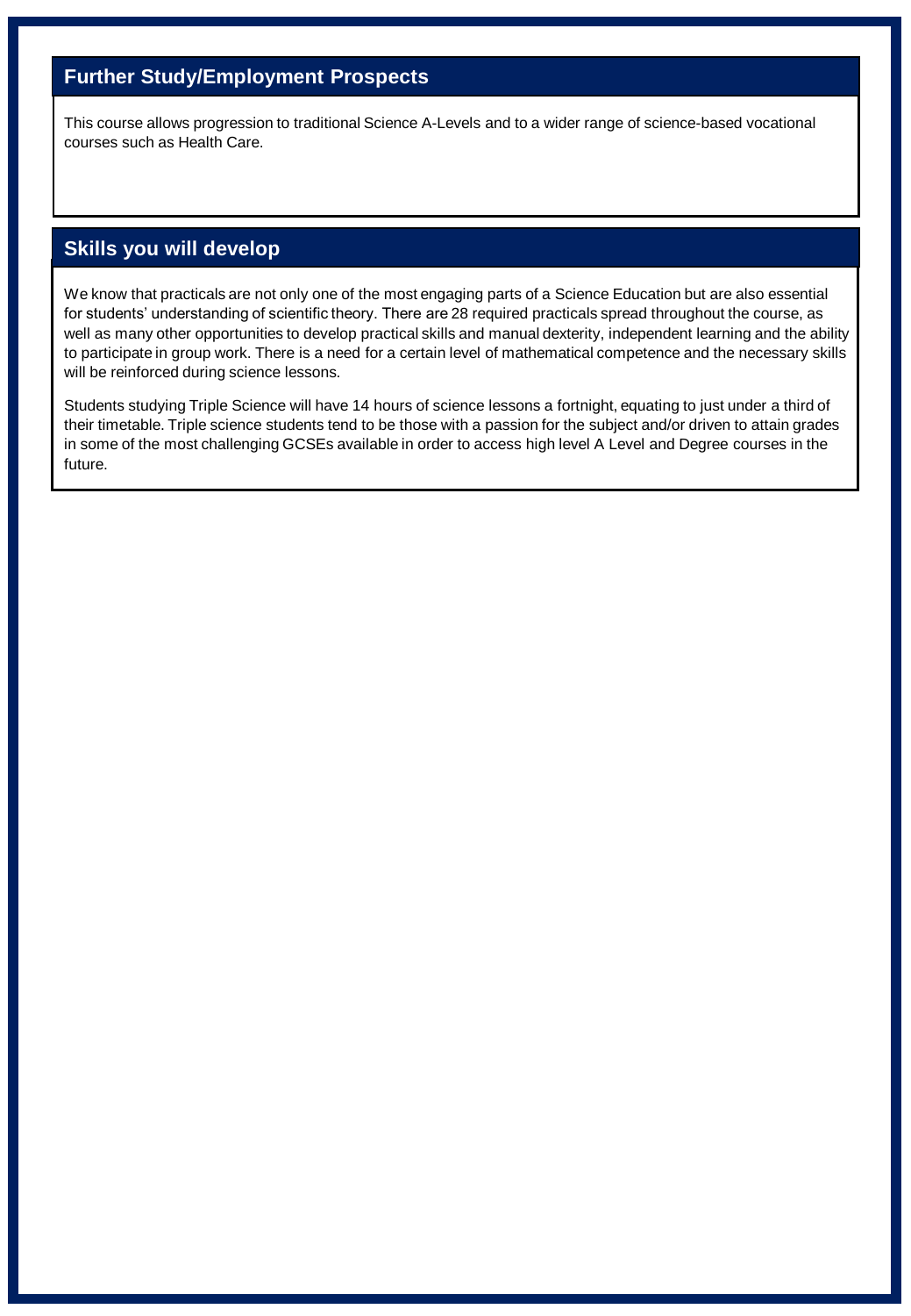## Further Study/Employment Prospects

This course allows progression to traditional Science A-Levels and to a wider range of science-based vocational courses such as Health Care.

## Skills you will develop

We know that practicals are not only one of the most engaging parts of a Science Education but are also essential for students' understanding of scientific theory. There are 28 required practicals spread throughout the course, as well as many other opportunities to develop practical skills and manual dexterity, independent learning and the ability to participate in group work. There is a need for a certain level of mathematical competence and the necessary skills will be reinforced during science lessons.

Students studying Triple Science will have 14 hours of science lessons a fortnight, equating to just under a third of their timetable. Triple science students tend to be those with a passion for the subject and/or driven to attain grades in some of the most challenging GCSEs available in order to access high level A Level and Degree courses in the future.